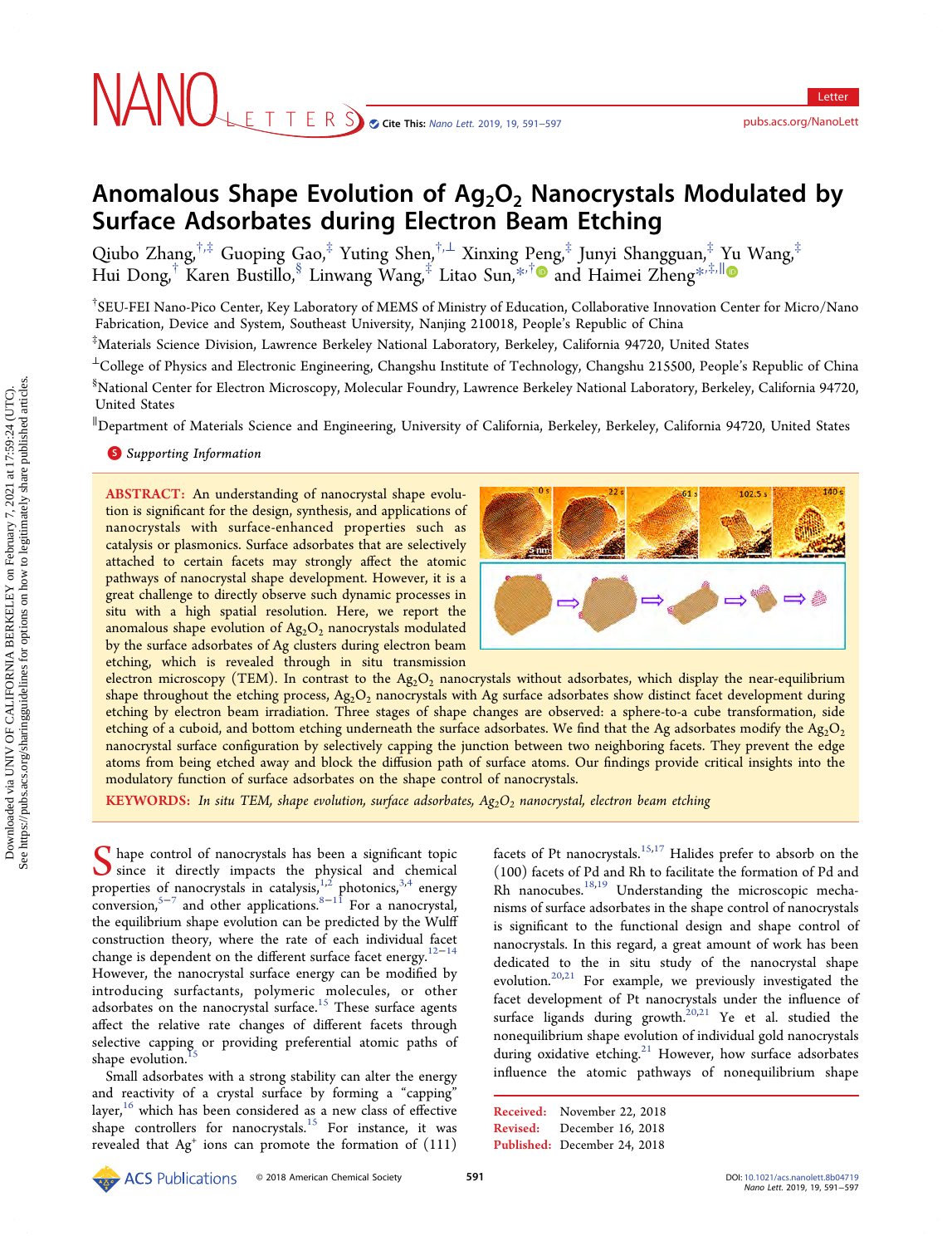# Anomalous Shape Evolution of $Ag_2O_2$ Nanocrystals Modulated by Surface Adsorbates during Electron Beam Etching

Qiubo Zhang,[†,‡] Guoping Gao,[‡] Yuting Shen,[†,⊥] Xinxing Peng,[‡] Junyi Shangguan,[‡] Yu Wang,[‡] Hui Dong,[†] Karen Bustillo,[§] Linwang Wang,[‡] Litao Sun,[*,†] and Haimei Zheng[*,‡,∥]

[†]SEU-FEI Nano-Pico Center, Key Laboratory of MEMS of Ministry of Education, Collaborative Innovation Center for Micro/Nano Fabrication, Device and System, Southeast University, Nanjing 210018, People's Republic of China

[‡]Materials Science Division, Lawrence Berkeley National Laboratory, Berkeley, California 94720, United States

[⊥]College of Physics and Electronic Engineering, Changshu Institute of Technology, Changshu 215500, People's Republic of China

[§]National Center for Electron Microscopy, Molecular Foundry, Lawrence Berkeley National Laboratory, Berkeley, California 94720, United States

[∥]Department of Materials Science and Engineering, University of California, Berkeley, Berkeley, California 94720, United States

Supporting Information

**ABSTRACT:** An understanding of nanocrystal shape evolution is significant for the design, synthesis, and applications of nanocrystals with surface-enhanced properties such as catalysis or plasmonics. Surface adsorbates that are selectively attached to certain facets may strongly affect the atomic pathways of nanocrystal shape development. However, it is a great challenge to directly observe such dynamic processes in situ with a high spatial resolution. Here, we report the anomalous shape evolution of $Ag_2O_2$ nanocrystals modulated by the surface adsorbates of Ag clusters during electron beam etching, which is revealed through in situ transmission electron microscopy (TEM). In contrast to the $Ag_2O_2$ nanocrystals without adsorbates, which display the near-equilibrium shape throughout the etching process, $Ag_2O_2$ nanocrystals with Ag surface adsorbates show distinct facet development during etching by electron beam irradiation. Three stages of shape changes are observed: a sphere-to-a cube transformation, side etching of a cuboid, and bottom etching underneath the surface adsorbates. We find that the Ag adsorbates modify the $Ag_2O_2$ nanocrystal surface configuration by selectively capping the junction between two neighboring facets. They prevent the edge atoms from being etched away and block the diffusion path of surface atoms. Our findings provide critical insights into the modulatory function of surface adsorbates on the shape control of nanocrystals.

**KEYWORDS:** *In situ TEM, shape evolution, surface adsorbates, $Ag_2O_2$ nanocrystal, electron beam etching*

Shape control of nanocrystals has been a significant topic since it directly impacts the physical and chemical properties of nanocrystals in catalysis,[1,2] photonics,[3,4] energy conversion,[5−7] and other applications.[8−11] For a nanocrystal, the equilibrium shape evolution can be predicted by the Wulff construction theory, where the rate of each individual facet change is dependent on the different surface facet energy.[12−14] However, the nanocrystal surface energy can be modified by introducing surfactants, polymeric molecules, or other adsorbates on the nanocrystal surface.[15] These surface agents affect the relative rate changes of different facets through selective capping or providing preferential atomic paths of shape evolution.[15]

Small adsorbates with a strong stability can alter the energy and reactivity of a crystal surface by forming a "capping" layer,[16] which has been considered as a new class of effective shape controllers for nanocrystals.[15] For instance, it was revealed that $Ag^+$ ions can promote the formation of (111) facets of Pt nanocrystals.[15,17] Halides prefer to absorb on the (100) facets of Pd and Rh to facilitate the formation of Pd and Rh nanocubes.[18,19] Understanding the microscopic mechanisms of surface adsorbates in the shape control of nanocrystals is significant to the functional design and shape control of nanocrystals. In this regard, a great amount of work has been dedicated to the in situ study of the nanocrystal shape evolution.[20,21] For example, we previously investigated the facet development of Pt nanocrystals under the influence of surface ligands during growth.[20,21] Ye et al. studied the nonequilibrium shape evolution of individual gold nanocrystals during oxidative etching.[21] However, how surface adsorbates influence the atomic pathways of nonequilibrium shape

Received: November 22, 2018
Revised: December 16, 2018
Published: December 24, 2018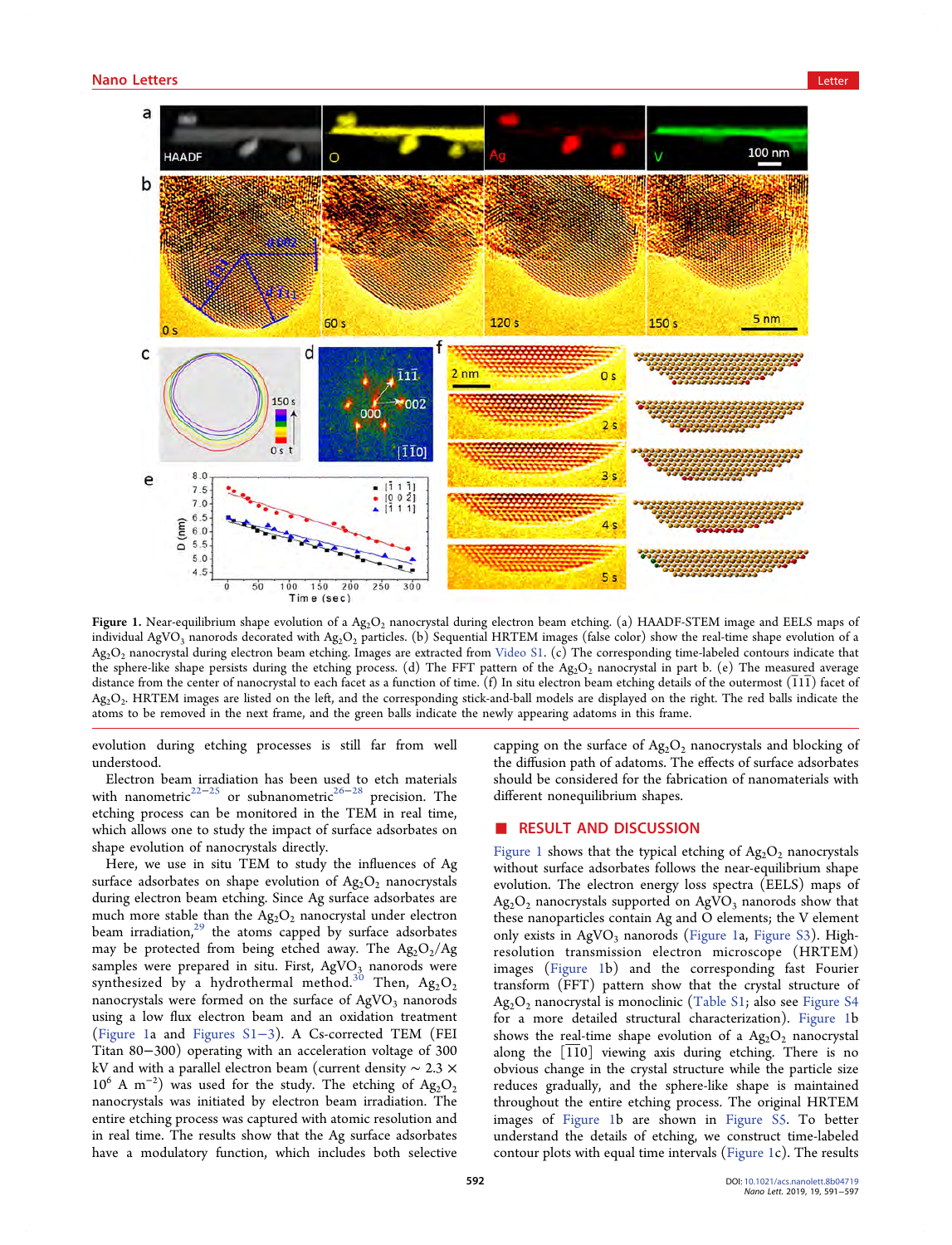**Figure 1.** Near-equilibrium shape evolution of a $Ag_2O_2$ nanocrystal during electron beam etching. (a) HAADF-STEM image and EELS maps of individual $AgVO_3$ nanorods decorated with $Ag_2O_2$ particles. (b) Sequential HRTEM images (false color) show the real-time shape evolution of a $Ag_2O_2$ nanocrystal during electron beam etching. Images are extracted from Video S1. (c) The corresponding time-labeled contours indicate that the sphere-like shape persists during the etching process. (d) The FFT pattern of the $Ag_2O_2$ nanocrystal in part b. (e) The measured average distance from the center of nanocrystal to each facet as a function of time. (f) In situ electron beam etching details of the outermost $(\bar{1}1\bar{1})$ facet of $Ag_2O_2$. HRTEM images are listed on the left, and the corresponding stick-and-ball models are displayed on the right. The red balls indicate the atoms to be removed in the next frame, and the green balls indicate the newly appearing adatoms in this frame.

evolution during etching processes is still far from well understood.

Electron beam irradiation has been used to etch materials with nanometric[22−25] or subnanometric[26−28] precision. The etching process can be monitored in the TEM in real time, which allows one to study the impact of surface adsorbates on shape evolution of nanocrystals directly.

Here, we use in situ TEM to study the influences of Ag surface adsorbates on shape evolution of $Ag_2O_2$ nanocrystals during electron beam etching. Since Ag surface adsorbates are much more stable than the $Ag_2O_2$ nanocrystal under electron beam irradiation,[29] the atoms capped by surface adsorbates may be protected from being etched away. The $Ag_2O_2$/Ag samples were prepared in situ. First, $AgVO_3$ nanorods were synthesized by a hydrothermal method.[30] Then, $Ag_2O_2$ nanocrystals were formed on the surface of $AgVO_3$ nanorods using a low flux electron beam and an oxidation treatment (Figure 1a and Figures S1−3). A Cs-corrected TEM (FEI Titan 80−300) operating with an acceleration voltage of 300 kV and with a parallel electron beam (current density ∼ $2.3 \times 10^6$ A $m^{-2}$) was used for the study. The etching of $Ag_2O_2$ nanocrystals was initiated by electron beam irradiation. The entire etching process was captured with atomic resolution and in real time. The results show that the Ag surface adsorbates have a modulatory function, which includes both selective capping on the surface of $Ag_2O_2$ nanocrystals and blocking of the diffusion path of adatoms. The effects of surface adsorbates should be considered for the fabrication of nanomaterials with different nonequilibrium shapes.

## ■ RESULT AND DISCUSSION

Figure 1 shows that the typical etching of $Ag_2O_2$ nanocrystals without surface adsorbates follows the near-equilibrium shape evolution. The electron energy loss spectra (EELS) maps of $Ag_2O_2$ nanocrystals supported on $AgVO_3$ nanorods show that these nanoparticles contain Ag and O elements; the V element only exists in $AgVO_3$ nanorods (Figure 1a, Figure S3). High-resolution transmission electron microscope (HRTEM) images (Figure 1b) and the corresponding fast Fourier transform (FFT) pattern show that the crystal structure of $Ag_2O_2$ nanocrystal is monoclinic (Table S1; also see Figure S4 for a more detailed structural characterization). Figure 1b shows the real-time shape evolution of a $Ag_2O_2$ nanocrystal along the $[\bar{1}10]$ viewing axis during etching. There is no obvious change in the crystal structure while the particle size reduces gradually, and the sphere-like shape is maintained throughout the entire etching process. The original HRTEM images of Figure 1b are shown in Figure S5. To better understand the details of etching, we construct time-labeled contour plots with equal time intervals (Figure 1c). The results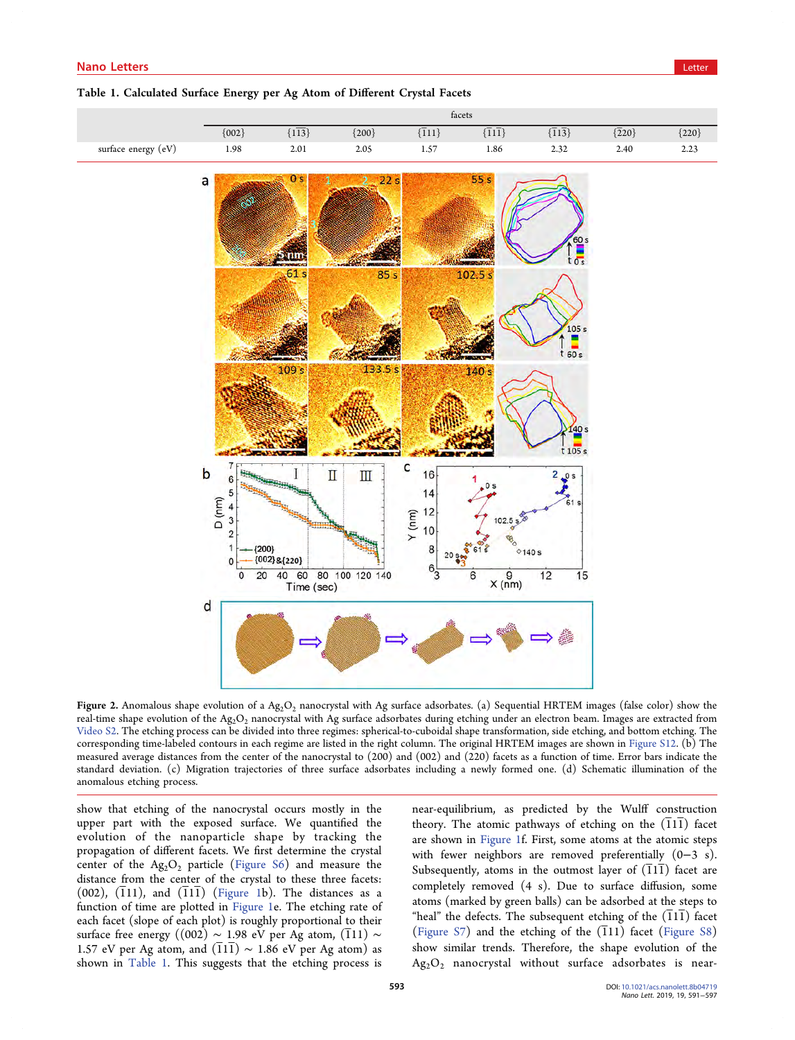**Table 1. Calculated Surface Energy per Ag Atom of Different Crystal Facets**

| | facets | | | | | | | |
|---|---|---|---|---|---|---|---|---|
| | {002} | {$1\bar{1}\bar{3}$} | {200} | {$\bar{1}11$} | {$\bar{1}1\bar{1}$} | {$\bar{1}13$} | {$\bar{2}20$} | {220} |
| surface energy (eV) | 1.98 | 2.01 | 2.05 | 1.57 | 1.86 | 2.32 | 2.40 | 2.23 |

Figure 2. Anomalous shape evolution of a $Ag_2O_2$ nanocrystal with Ag surface adsorbates. (a) Sequential HRTEM images (false color) show the real-time shape evolution of the $Ag_2O_2$ nanocrystal with Ag surface adsorbates during etching under an electron beam. Images are extracted from Video S2. The etching process can be divided into three regimes: spherical-to-cuboidal shape transformation, side etching, and bottom etching. The corresponding time-labeled contours in each regime are listed in the right column. The original HRTEM images are shown in Figure S12. (b) The measured average distances from the center of the nanocrystal to (200) and (002) and (220) facets as a function of time. Error bars indicate the standard deviation. (c) Migration trajectories of three surface adsorbates including a newly formed one. (d) Schematic illumination of the anomalous etching process.

show that etching of the nanocrystal occurs mostly in the upper part with the exposed surface. We quantified the evolution of the nanoparticle shape by tracking the propagation of different facets. We first determine the crystal center of the $Ag_2O_2$ particle (Figure S6) and measure the distance from the center of the crystal to these three facets: (002), ($\bar{1}11$), and ($\bar{1}1\bar{1}$) (Figure 1b). The distances as a function of time are plotted in Figure 1e. The etching rate of each facet (slope of each plot) is roughly proportional to their surface free energy ((002) ~ 1.98 eV per Ag atom, ($\bar{1}11$) ~ 1.57 eV per Ag atom, and ($\bar{1}1\bar{1}$) ~ 1.86 eV per Ag atom) as shown in Table 1. This suggests that the etching process is near-equilibrium, as predicted by the Wulff construction theory. The atomic pathways of etching on the ($\bar{1}1\bar{1}$) facet are shown in Figure 1f. First, some atoms at the atomic steps with fewer neighbors are removed preferentially (0−3 s). Subsequently, atoms in the outmost layer of ($\bar{1}1\bar{1}$) facet are completely removed (4 s). Due to surface diffusion, some atoms (marked by green balls) can be adsorbed at the steps to "heal" the defects. The subsequent etching of the ($\bar{1}1\bar{1}$) facet (Figure S7) and the etching of the ($\bar{1}11$) facet (Figure S8) show similar trends. Therefore, the shape evolution of the $Ag_2O_2$ nanocrystal without surface adsorbates is near-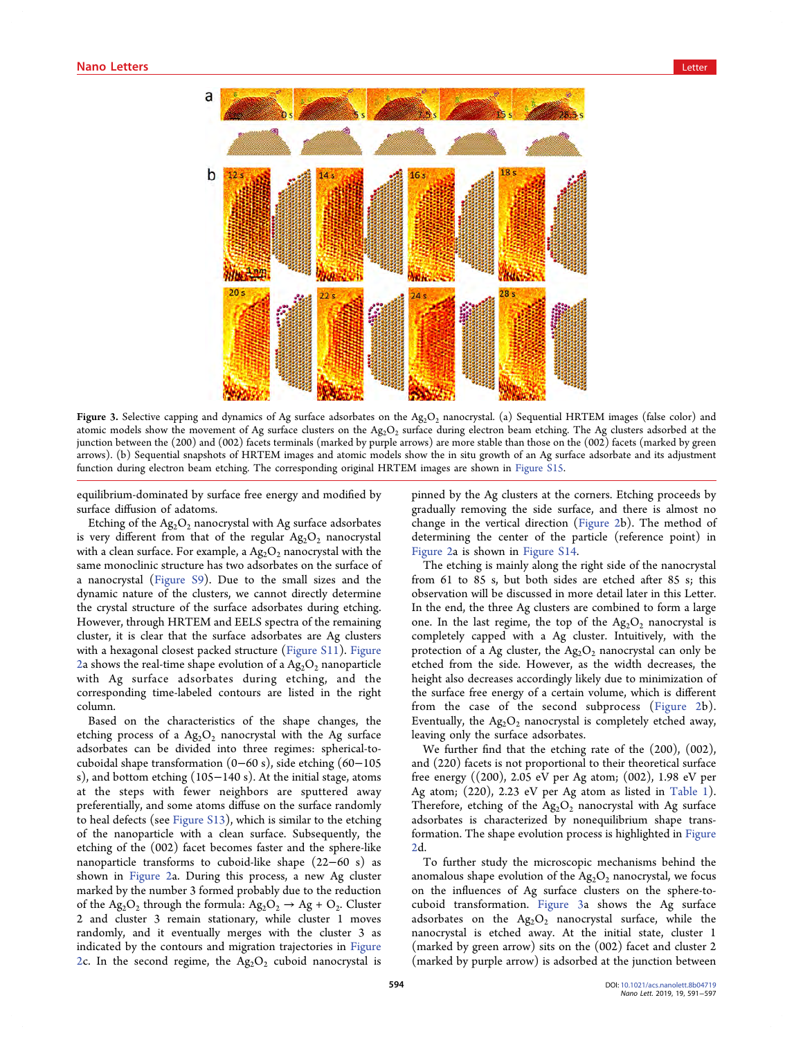Figure 3. Selective capping and dynamics of Ag surface adsorbates on the $Ag_2O_2$ nanocrystal. (a) Sequential HRTEM images (false color) and atomic models show the movement of Ag surface clusters on the $Ag_2O_2$ surface during electron beam etching. The Ag clusters adsorbed at the junction between the (200) and (002) facets terminals (marked by purple arrows) are more stable than those on the (002) facets (marked by green arrows). (b) Sequential snapshots of HRTEM images and atomic models show the in situ growth of an Ag surface adsorbate and its adjustment function during electron beam etching. The corresponding original HRTEM images are shown in Figure S15.

equilibrium-dominated by surface free energy and modified by surface diffusion of adatoms.

Etching of the $Ag_2O_2$ nanocrystal with Ag surface adsorbates is very different from that of the regular $Ag_2O_2$ nanocrystal with a clean surface. For example, a $Ag_2O_2$ nanocrystal with the same monoclinic structure has two adsorbates on the surface of a nanocrystal (Figure S9). Due to the small sizes and the dynamic nature of the clusters, we cannot directly determine the crystal structure of the surface adsorbates during etching. However, through HRTEM and EELS spectra of the remaining cluster, it is clear that the surface adsorbates are Ag clusters with a hexagonal closest packed structure (Figure S11). Figure 2a shows the real-time shape evolution of a $Ag_2O_2$ nanoparticle with Ag surface adsorbates during etching, and the corresponding time-labeled contours are listed in the right column.

Based on the characteristics of the shape changes, the etching process of a $Ag_2O_2$ nanocrystal with the Ag surface adsorbates can be divided into three regimes: spherical-to-cuboidal shape transformation (0−60 s), side etching (60−105 s), and bottom etching (105−140 s). At the initial stage, atoms at the steps with fewer neighbors are sputtered away preferentially, and some atoms diffuse on the surface randomly to heal defects (see Figure S13), which is similar to the etching of the nanoparticle with a clean surface. Subsequently, the etching of the (002) facet becomes faster and the sphere-like nanoparticle transforms to cuboid-like shape (22−60 s) as shown in Figure 2a. During this process, a new Ag cluster marked by the number 3 formed probably due to the reduction of the $Ag_2O_2$ through the formula: $Ag_2O_2 \rightarrow Ag + O_2$. Cluster 2 and cluster 3 remain stationary, while cluster 1 moves randomly, and it eventually merges with the cluster 3 as indicated by the contours and migration trajectories in Figure 2c. In the second regime, the $Ag_2O_2$ cuboid nanocrystal is pinned by the Ag clusters at the corners. Etching proceeds by gradually removing the side surface, and there is almost no change in the vertical direction (Figure 2b). The method of determining the center of the particle (reference point) in Figure 2a is shown in Figure S14.

The etching is mainly along the right side of the nanocrystal from 61 to 85 s, but both sides are etched after 85 s; this observation will be discussed in more detail later in this Letter. In the end, the three Ag clusters are combined to form a large one. In the last regime, the top of the $Ag_2O_2$ nanocrystal is completely capped with a Ag cluster. Intuitively, with the protection of a Ag cluster, the $Ag_2O_2$ nanocrystal can only be etched from the side. However, as the width decreases, the height also decreases accordingly likely due to minimization of the surface free energy of a certain volume, which is different from the case of the second subprocess (Figure 2b). Eventually, the $Ag_2O_2$ nanocrystal is completely etched away, leaving only the surface adsorbates.

We further find that the etching rate of the (200), (002), and (220) facets is not proportional to their theoretical surface free energy ((200), 2.05 eV per Ag atom; (002), 1.98 eV per Ag atom; (220), 2.23 eV per Ag atom as listed in Table 1). Therefore, etching of the $Ag_2O_2$ nanocrystal with Ag surface adsorbates is characterized by nonequilibrium shape transformation. The shape evolution process is highlighted in Figure 2d.

To further study the microscopic mechanisms behind the anomalous shape evolution of the $Ag_2O_2$ nanocrystal, we focus on the influences of Ag surface clusters on the sphere-to-cuboid transformation. Figure 3a shows the Ag surface adsorbates on the $Ag_2O_2$ nanocrystal surface, while the nanocrystal is etched away. At the initial state, cluster 1 (marked by green arrow) sits on the (002) facet and cluster 2 (marked by purple arrow) is adsorbed at the junction between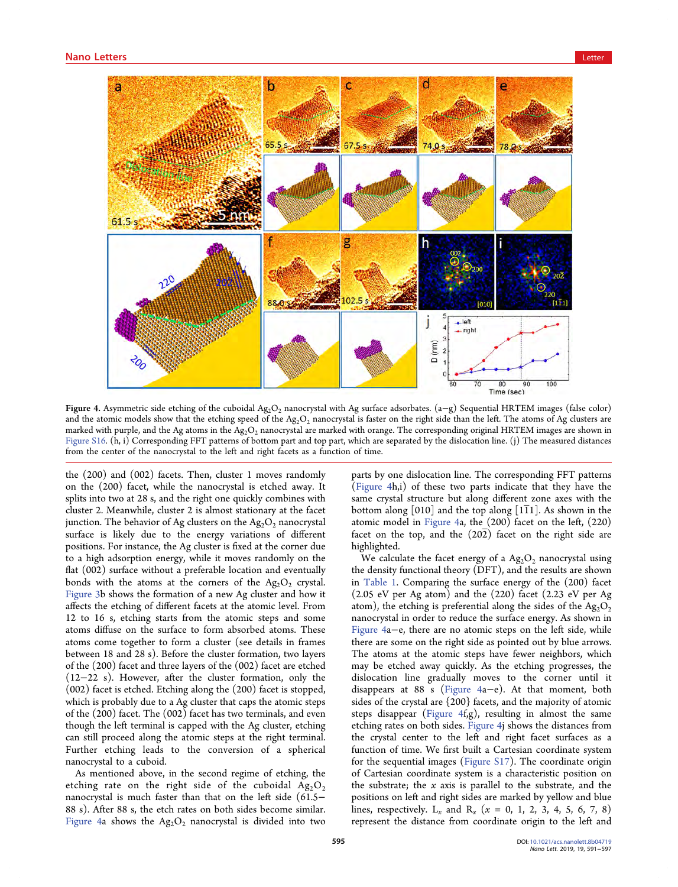Figure 4. Asymmetric side etching of the cuboidal $Ag_2O_2$ nanocrystal with Ag surface adsorbates. (a−g) Sequential HRTEM images (false color) and the atomic models show that the etching speed of the $Ag_2O_2$ nanocrystal is faster on the right side than the left. The atoms of Ag clusters are marked with purple, and the Ag atoms in the $Ag_2O_2$ nanocrystal are marked with orange. The corresponding original HRTEM images are shown in Figure S16. (h, i) Corresponding FFT patterns of bottom part and top part, which are separated by the dislocation line. (j) The measured distances from the center of the nanocrystal to the left and right facets as a function of time.

the (200) and (002) facets. Then, cluster 1 moves randomly on the (200) facet, while the nanocrystal is etched away. It splits into two at 28 s, and the right one quickly combines with cluster 2. Meanwhile, cluster 2 is almost stationary at the facet junction. The behavior of Ag clusters on the $Ag_2O_2$ nanocrystal surface is likely due to the energy variations of different positions. For instance, the Ag cluster is fixed at the corner due to a high adsorption energy, while it moves randomly on the flat (002) surface without a preferable location and eventually bonds with the atoms at the corners of the $Ag_2O_2$ crystal. Figure 3b shows the formation of a new Ag cluster and how it affects the etching of different facets at the atomic level. From 12 to 16 s, etching starts from the atomic steps and some atoms diffuse on the surface to form absorbed atoms. These atoms come together to form a cluster (see details in frames between 18 and 28 s). Before the cluster formation, two layers of the (200) facet and three layers of the (002) facet are etched (12−22 s). However, after the cluster formation, only the (002) facet is etched. Etching along the (200) facet is stopped, which is probably due to a Ag cluster that caps the atomic steps of the (200) facet. The (002) facet has two terminals, and even though the left terminal is capped with the Ag cluster, etching can still proceed along the atomic steps at the right terminal. Further etching leads to the conversion of a spherical nanocrystal to a cuboid.

As mentioned above, in the second regime of etching, the etching rate on the right side of the cuboidal $Ag_2O_2$ nanocrystal is much faster than that on the left side (61.5−88 s). After 88 s, the etch rates on both sides become similar. Figure 4a shows the $Ag_2O_2$ nanocrystal is divided into two parts by one dislocation line. The corresponding FFT patterns (Figure 4h,i) of these two parts indicate that they have the same crystal structure but along different zone axes with the bottom along [010] and the top along [1$\bar{1}$1]. As shown in the atomic model in Figure 4a, the (200) facet on the left, (220) facet on the top, and the (20$\bar{2}$) facet on the right side are highlighted.

We calculate the facet energy of a $Ag_2O_2$ nanocrystal using the density functional theory (DFT), and the results are shown in Table 1. Comparing the surface energy of the (200) facet (2.05 eV per Ag atom) and the (220) facet (2.23 eV per Ag atom), the etching is preferential along the sides of the $Ag_2O_2$ nanocrystal in order to reduce the surface energy. As shown in Figure 4a−e, there are no atomic steps on the left side, while there are some on the right side as pointed out by blue arrows. The atoms at the atomic steps have fewer neighbors, which may be etched away quickly. As the etching progresses, the dislocation line gradually moves to the corner until it disappears at 88 s (Figure 4a−e). At that moment, both sides of the crystal are {200} facets, and the majority of atomic steps disappear (Figure 4f,g), resulting in almost the same etching rates on both sides. Figure 4j shows the distances from the crystal center to the left and right facet surfaces as a function of time. We first built a Cartesian coordinate system for the sequential images (Figure S17). The coordinate origin of Cartesian coordinate system is a characteristic position on the substrate; the $x$ axis is parallel to the substrate, and the positions on left and right sides are marked by yellow and blue lines, respectively. $L_x$ and $R_x$ ($x$ = 0, 1, 2, 3, 4, 5, 6, 7, 8) represent the distance from coordinate origin to the left and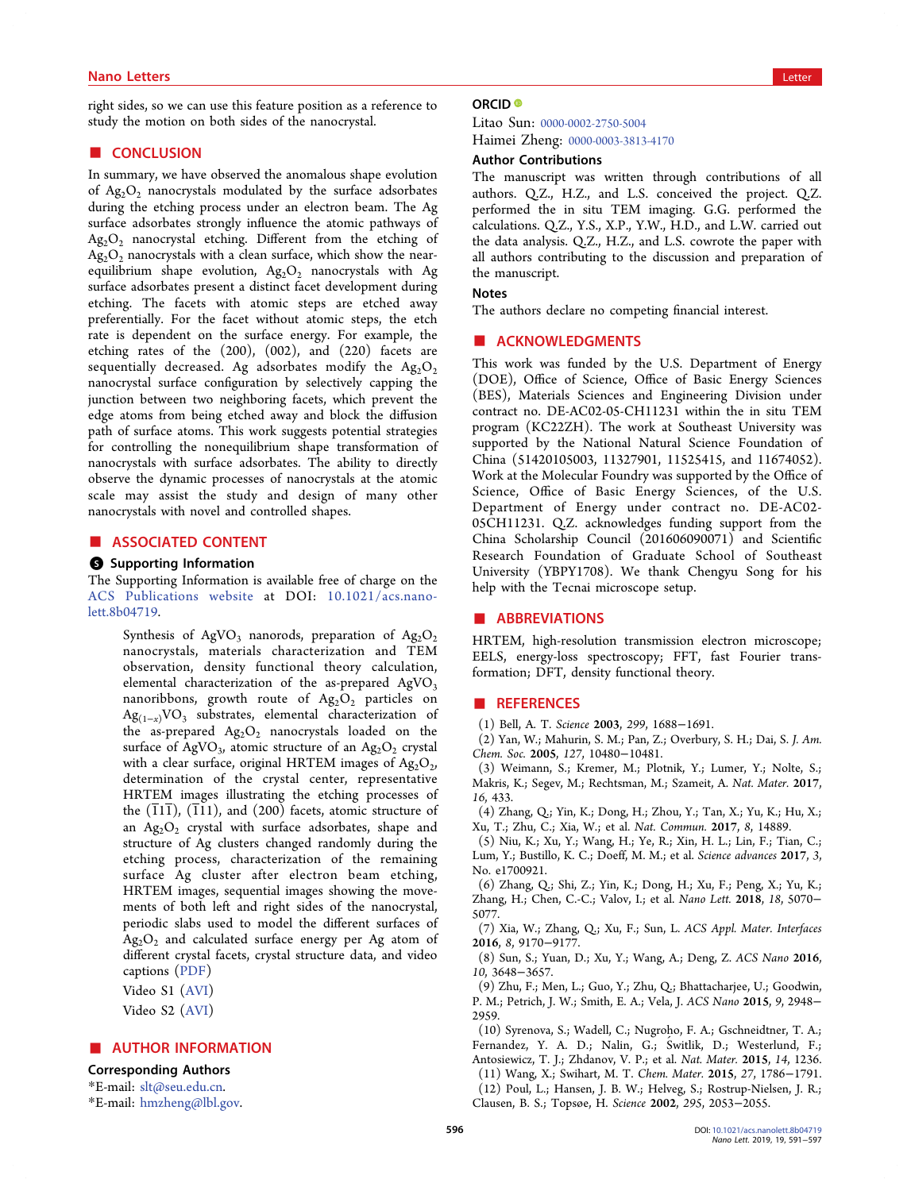right sides, so we can use this feature position as a reference to study the motion on both sides of the nanocrystal.

## ■ CONCLUSION

In summary, we have observed the anomalous shape evolution of $Ag_2O_2$ nanocrystals modulated by the surface adsorbates during the etching process under an electron beam. The Ag surface adsorbates strongly influence the atomic pathways of $Ag_2O_2$ nanocrystal etching. Different from the etching of $Ag_2O_2$ nanocrystals with a clean surface, which show the near-equilibrium shape evolution, $Ag_2O_2$ nanocrystals with Ag surface adsorbates present a distinct facet development during etching. The facets with atomic steps are etched away preferentially. For the facet without atomic steps, the etch rate is dependent on the surface energy. For example, the etching rates of the (200), (002), and (220) facets are sequentially decreased. Ag adsorbates modify the $Ag_2O_2$ nanocrystal surface configuration by selectively capping the junction between two neighboring facets, which prevent the edge atoms from being etched away and block the diffusion path of surface atoms. This work suggests potential strategies for controlling the nonequilibrium shape transformation of nanocrystals with surface adsorbates. The ability to directly observe the dynamic processes of nanocrystals at the atomic scale may assist the study and design of many other nanocrystals with novel and controlled shapes.

## ■ ASSOCIATED CONTENT

### Supporting Information

The Supporting Information is available free of charge on the ACS Publications website at DOI: 10.1021/acs.nanolett.8b04719.

> Synthesis of $AgVO_3$ nanorods, preparation of $Ag_2O_2$ nanocrystals, materials characterization and TEM observation, density functional theory calculation, elemental characterization of the as-prepared $AgVO_3$ nanoribbons, growth route of $Ag_2O_2$ particles on $Ag_{(1-x)}VO_3$ substrates, elemental characterization of the as-prepared $Ag_2O_2$ nanocrystals loaded on the surface of $AgVO_3$, atomic structure of an $Ag_2O_2$ crystal with a clear surface, original HRTEM images of $Ag_2O_2$, determination of the crystal center, representative HRTEM images illustrating the etching processes of the $(\bar{1}1\bar{1})$, $(\bar{1}11)$, and (200) facets, atomic structure of an $Ag_2O_2$ crystal with surface adsorbates, shape and structure of Ag clusters changed randomly during the etching process, characterization of the remaining surface Ag cluster after electron beam etching, HRTEM images, sequential images showing the movements of both left and right sides of the nanocrystal, periodic slabs used to model the different surfaces of $Ag_2O_2$ and calculated surface energy per Ag atom of different crystal facets, crystal structure data, and video captions (PDF)
>
> Video S1 (AVI)
>
> Video S2 (AVI)

## ■ AUTHOR INFORMATION

### Corresponding Authors

*E-mail: slt@seu.edu.cn.

*E-mail: hmzheng@lbl.gov.

### ORCID

Litao Sun: 0000-0002-2750-5004

Haimei Zheng: 0000-0003-3813-4170

### Author Contributions

The manuscript was written through contributions of all authors. Q.Z., H.Z., and L.S. conceived the project. Q.Z. performed the in situ TEM imaging. G.G. performed the calculations. Q.Z., Y.S., X.P., Y.W., H.D., and L.W. carried out the data analysis. Q.Z., H.Z., and L.S. cowrote the paper with all authors contributing to the discussion and preparation of the manuscript.

### Notes

The authors declare no competing financial interest.

## ■ ACKNOWLEDGMENTS

This work was funded by the U.S. Department of Energy (DOE), Office of Science, Office of Basic Energy Sciences (BES), Materials Sciences and Engineering Division under contract no. DE-AC02-05-CH11231 within the in situ TEM program (KC22ZH). The work at Southeast University was supported by the National Natural Science Foundation of China (51420105003, 11327901, 11525415, and 11674052). Work at the Molecular Foundry was supported by the Office of Science, Office of Basic Energy Sciences, of the U.S. Department of Energy under contract no. DE-AC02-05CH11231. Q.Z. acknowledges funding support from the China Scholarship Council (201606090071) and Scientific Research Foundation of Graduate School of Southeast University (YBPY1708). We thank Chengyu Song for his help with the Tecnai microscope setup.

## ■ ABBREVIATIONS

HRTEM, high-resolution transmission electron microscope; EELS, energy-loss spectroscopy; FFT, fast Fourier transformation; DFT, density functional theory.

## ■ REFERENCES

(1) Bell, A. T. *Science* **2003**, *299*, 1688−1691.

(2) Yan, W.; Mahurin, S. M.; Pan, Z.; Overbury, S. H.; Dai, S. *J. Am. Chem. Soc.* **2005**, *127*, 10480−10481.

(3) Weimann, S.; Kremer, M.; Plotnik, Y.; Lumer, Y.; Nolte, S.; Makris, K.; Segev, M.; Rechtsman, M.; Szameit, A. *Nat. Mater.* **2017**, *16*, 433.

(4) Zhang, Q.; Yin, K.; Dong, H.; Zhou, Y.; Tan, X.; Yu, K.; Hu, X.; Xu, T.; Zhu, C.; Xia, W.; et al. *Nat. Commun.* **2017**, *8*, 14889.

(5) Niu, K.; Xu, Y.; Wang, H.; Ye, R.; Xin, H. L.; Lin, F.; Tian, C.; Lum, Y.; Bustillo, K. C.; Doeff, M. M.; et al. *Science advances* **2017**, *3*, No. e1700921.

(6) Zhang, Q.; Shi, Z.; Yin, K.; Dong, H.; Xu, F.; Peng, X.; Yu, K.; Zhang, H.; Chen, C.-C.; Valov, I.; et al. *Nano Lett.* **2018**, *18*, 5070−5077.

(7) Xia, W.; Zhang, Q.; Xu, F.; Sun, L. *ACS Appl. Mater. Interfaces* **2016**, *8*, 9170−9177.

(8) Sun, S.; Yuan, D.; Xu, Y.; Wang, A.; Deng, Z. *ACS Nano* **2016**, *10*, 3648−3657.

(9) Zhu, F.; Men, L.; Guo, Y.; Zhu, Q.; Bhattacharjee, U.; Goodwin, P. M.; Petrich, J. W.; Smith, E. A.; Vela, J. *ACS Nano* **2015**, *9*, 2948−2959.

(10) Syrenova, S.; Wadell, C.; Nugroho, F. A.; Gschneidtner, T. A.; Fernandez, Y. A. D.; Nalin, G.; Świtlik, D.; Westerlund, F.; Antosiewicz, T. J.; Zhdanov, V. P.; et al. *Nat. Mater.* **2015**, *14*, 1236.

(11) Wang, X.; Swihart, M. T. *Chem. Mater.* **2015**, *27*, 1786−1791.

(12) Poul, L.; Hansen, J. B. W.; Helveg, S.; Rostrup-Nielsen, J. R.; Clausen, B. S.; Topsøe, H. *Science* **2002**, *295*, 2053−2055.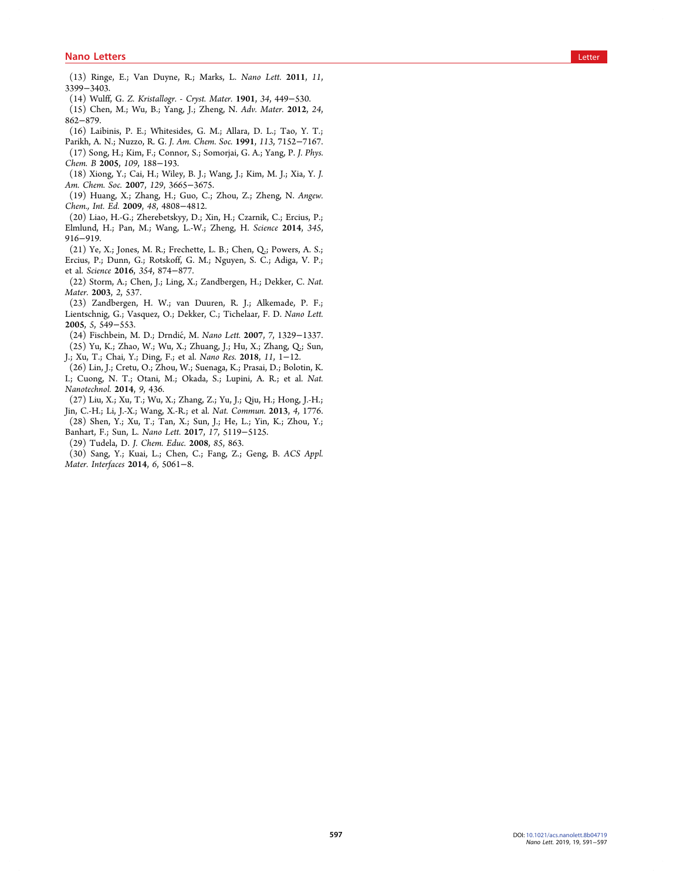(13) Ringe, E.; Van Duyne, R.; Marks, L. *Nano Lett.* **2011**, *11*, 3399−3403.

(14) Wulff, G. *Z. Kristallogr. - Cryst. Mater.* **1901**, *34*, 449−530.

(15) Chen, M.; Wu, B.; Yang, J.; Zheng, N. *Adv. Mater.* **2012**, *24*, 862−879.

(16) Laibinis, P. E.; Whitesides, G. M.; Allara, D. L.; Tao, Y. T.; Parikh, A. N.; Nuzzo, R. G. *J. Am. Chem. Soc.* **1991**, *113*, 7152−7167.

(17) Song, H.; Kim, F.; Connor, S.; Somorjai, G. A.; Yang, P. *J. Phys. Chem. B* **2005**, *109*, 188−193.

(18) Xiong, Y.; Cai, H.; Wiley, B. J.; Wang, J.; Kim, M. J.; Xia, Y. *J. Am. Chem. Soc.* **2007**, *129*, 3665−3675.

(19) Huang, X.; Zhang, H.; Guo, C.; Zhou, Z.; Zheng, N. *Angew. Chem., Int. Ed.* **2009**, *48*, 4808−4812.

(20) Liao, H.-G.; Zherebetskyy, D.; Xin, H.; Czarnik, C.; Ercius, P.; Elmlund, H.; Pan, M.; Wang, L.-W.; Zheng, H. *Science* **2014**, *345*, 916−919.

(21) Ye, X.; Jones, M. R.; Frechette, L. B.; Chen, Q.; Powers, A. S.; Ercius, P.; Dunn, G.; Rotskoff, G. M.; Nguyen, S. C.; Adiga, V. P.; et al. *Science* **2016**, *354*, 874−877.

(22) Storm, A.; Chen, J.; Ling, X.; Zandbergen, H.; Dekker, C. *Nat. Mater.* **2003**, *2*, 537.

(23) Zandbergen, H. W.; van Duuren, R. J.; Alkemade, P. F.; Lientschnig, G.; Vasquez, O.; Dekker, C.; Tichelaar, F. D. *Nano Lett.* **2005**, *5*, 549−553.

(24) Fischbein, M. D.; Drndić, M. *Nano Lett.* **2007**, *7*, 1329−1337.

(25) Yu, K.; Zhao, W.; Wu, X.; Zhuang, J.; Hu, X.; Zhang, Q.; Sun, J.; Xu, T.; Chai, Y.; Ding, F.; et al. *Nano Res.* **2018**, *11*, 1−12.

(26) Lin, J.; Cretu, O.; Zhou, W.; Suenaga, K.; Prasai, D.; Bolotin, K. I.; Cuong, N. T.; Otani, M.; Okada, S.; Lupini, A. R.; et al. *Nat. Nanotechnol.* **2014**, *9*, 436.

(27) Liu, X.; Xu, T.; Wu, X.; Zhang, Z.; Yu, J.; Qiu, H.; Hong, J.-H.; Jin, C.-H.; Li, J.-X.; Wang, X.-R.; et al. *Nat. Commun.* **2013**, *4*, 1776.

(28) Shen, Y.; Xu, T.; Tan, X.; Sun, J.; He, L.; Yin, K.; Zhou, Y.; Banhart, F.; Sun, L. *Nano Lett.* **2017**, *17*, 5119−5125.

(29) Tudela, D. *J. Chem. Educ.* **2008**, *85*, 863.

(30) Sang, Y.; Kuai, L.; Chen, C.; Fang, Z.; Geng, B. *ACS Appl. Mater. Interfaces* **2014**, *6*, 5061−8.